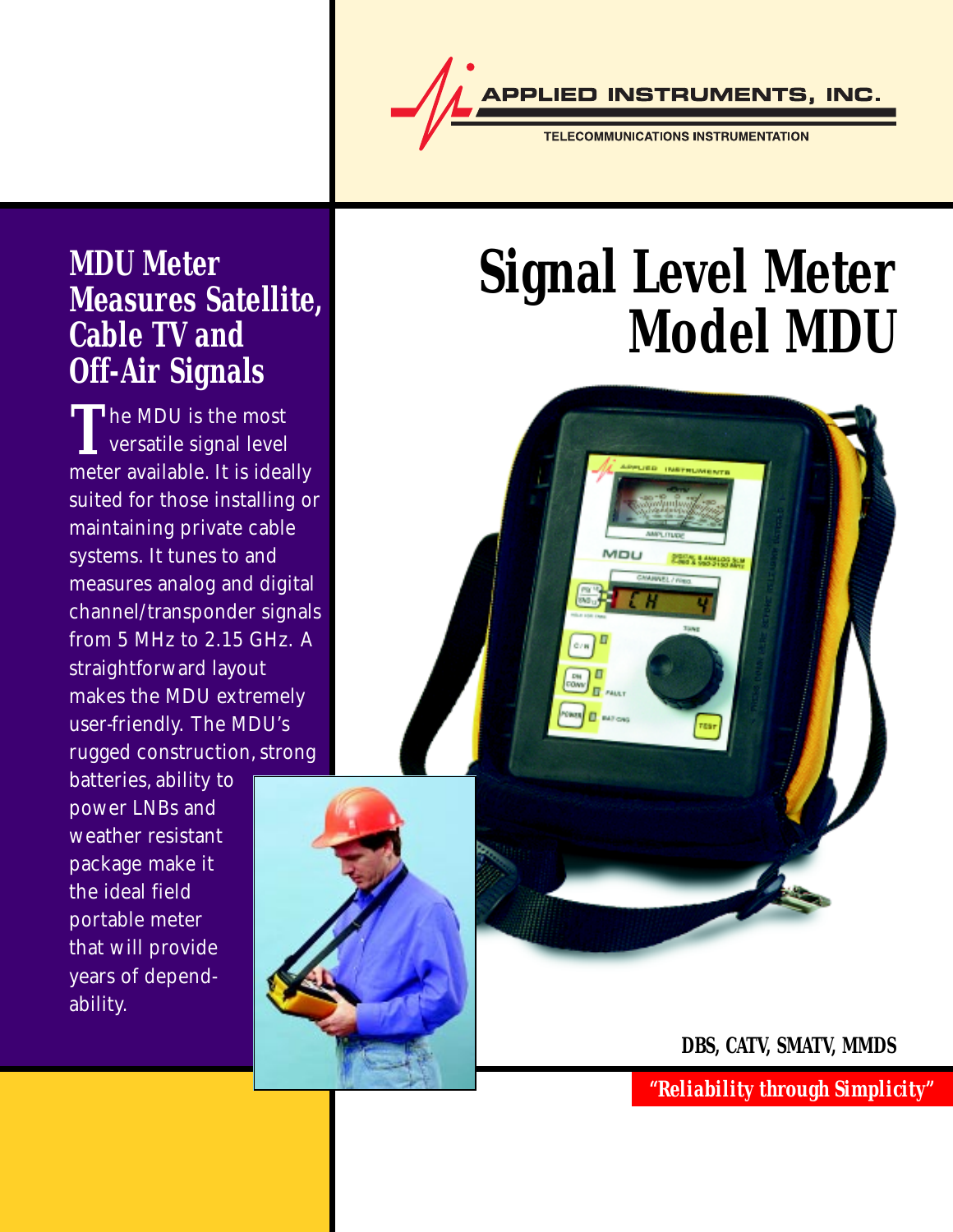APPLIED INSTRUMENTS, INC.

TELECOMMUNICATIONS INSTRUMENTATION

# Signal Level Meter Model MDU

## MDU Meter Measures Satellite, Cable TV and Off-Air Signals

The MDU is the most versatile signal level meter available. It is ideally suited for those installing or maintaining private cable systems. It tunes to and measures analog and digital channel/transponder signals from 5 MHz to 2.15 GHz. A straightforward layout makes the MDU extremely user-friendly. The MDU's rugged construction, strong batteries, ability to power LNBs and weather resistant package make it the ideal field portable meter that will provide years of dependability.

**DBS, CATV, SMATV, MMDS**

***"Reliability through Simplicity"***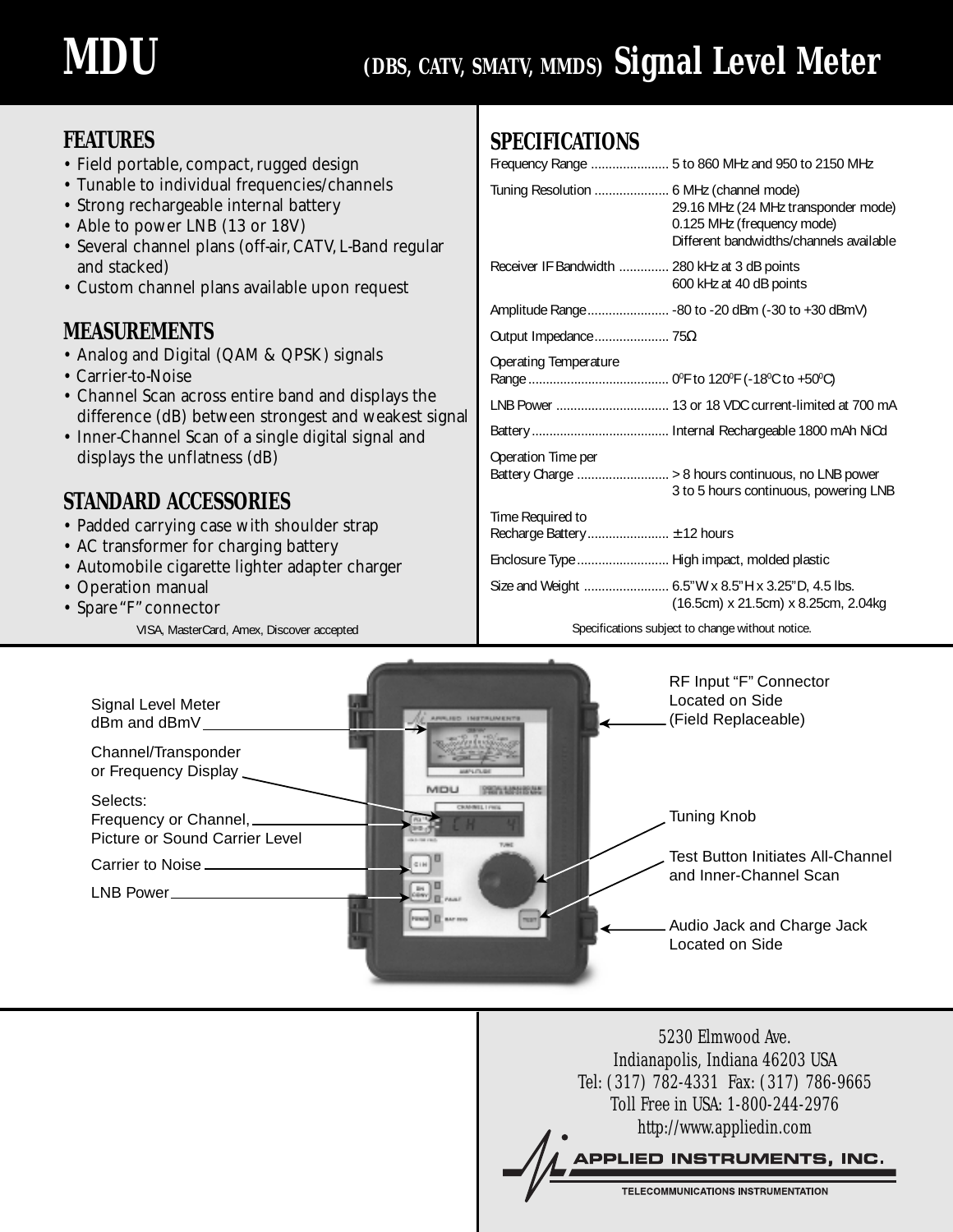# MDU (DBS, CATV, SMATV, MMDS) Signal Level Meter

## FEATURES

- Field portable, compact, rugged design
- Tunable to individual frequencies/channels
- Strong rechargeable internal battery
- Able to power LNB (13 or 18V)
- Several channel plans (off-air, CATV, L-Band regular and stacked)
- Custom channel plans available upon request

## MEASUREMENTS

- Analog and Digital (QAM & QPSK) signals
- Carrier-to-Noise
- Channel Scan across entire band and displays the difference (dB) between strongest and weakest signal
- Inner-Channel Scan of a single digital signal and displays the unflatness (dB)

## STANDARD ACCESSORIES

- Padded carrying case with shoulder strap
- AC transformer for charging battery
- Automobile cigarette lighter adapter charger
- Operation manual
- Spare "F" connector

VISA, MasterCard, Amex, Discover accepted

## SPECIFICATIONS

| | |
|---|---|
| Frequency Range | 5 to 860 MHz and 950 to 2150 MHz |
| Tuning Resolution | 6 MHz (channel mode)<br>29.16 MHz (24 MHz transponder mode)<br>0.125 MHz (frequency mode)<br>Different bandwidths/channels available |
| Receiver IF Bandwidth | 280 kHz at 3 dB points<br>600 kHz at 40 dB points |
| Amplitude Range | -80 to -20 dBm (-30 to +30 dBmV) |
| Output Impedance | 75Ω |
| Operating Temperature Range | 0°F to 120°F (-18°C to +50°C) |
| LNB Power | 13 or 18 VDC current-limited at 700 mA |
| Battery | Internal Rechargeable 1800 mAh NiCd |
| Operation Time per Battery Charge | > 8 hours continuous, no LNB power<br>3 to 5 hours continuous, powering LNB |
| Time Required to Recharge Battery | ± 12 hours |
| Enclosure Type | High impact, molded plastic |
| Size and Weight | 6.5" W x 8.5" H x 3.25" D, 4.5 lbs.<br>(16.5cm) x 21.5cm) x 8.25cm, 2.04kg |

Specifications subject to change without notice.

Signal Level Meter dBm and dBmV

Channel/Transponder or Frequency Display

Selects: Frequency or Channel, Picture or Sound Carrier Level

Carrier to Noise

LNB Power

RF Input "F" Connector Located on Side (Field Replaceable)

Tuning Knob

Test Button Initiates All-Channel and Inner-Channel Scan

Audio Jack and Charge Jack Located on Side

5230 Elmwood Ave.
Indianapolis, Indiana 46203 USA
Tel: (317) 782-4331 Fax: (317) 786-9665
Toll Free in USA: 1-800-244-2976
http://www.appliedin.com

APPLIED INSTRUMENTS, INC.
TELECOMMUNICATIONS INSTRUMENTATION